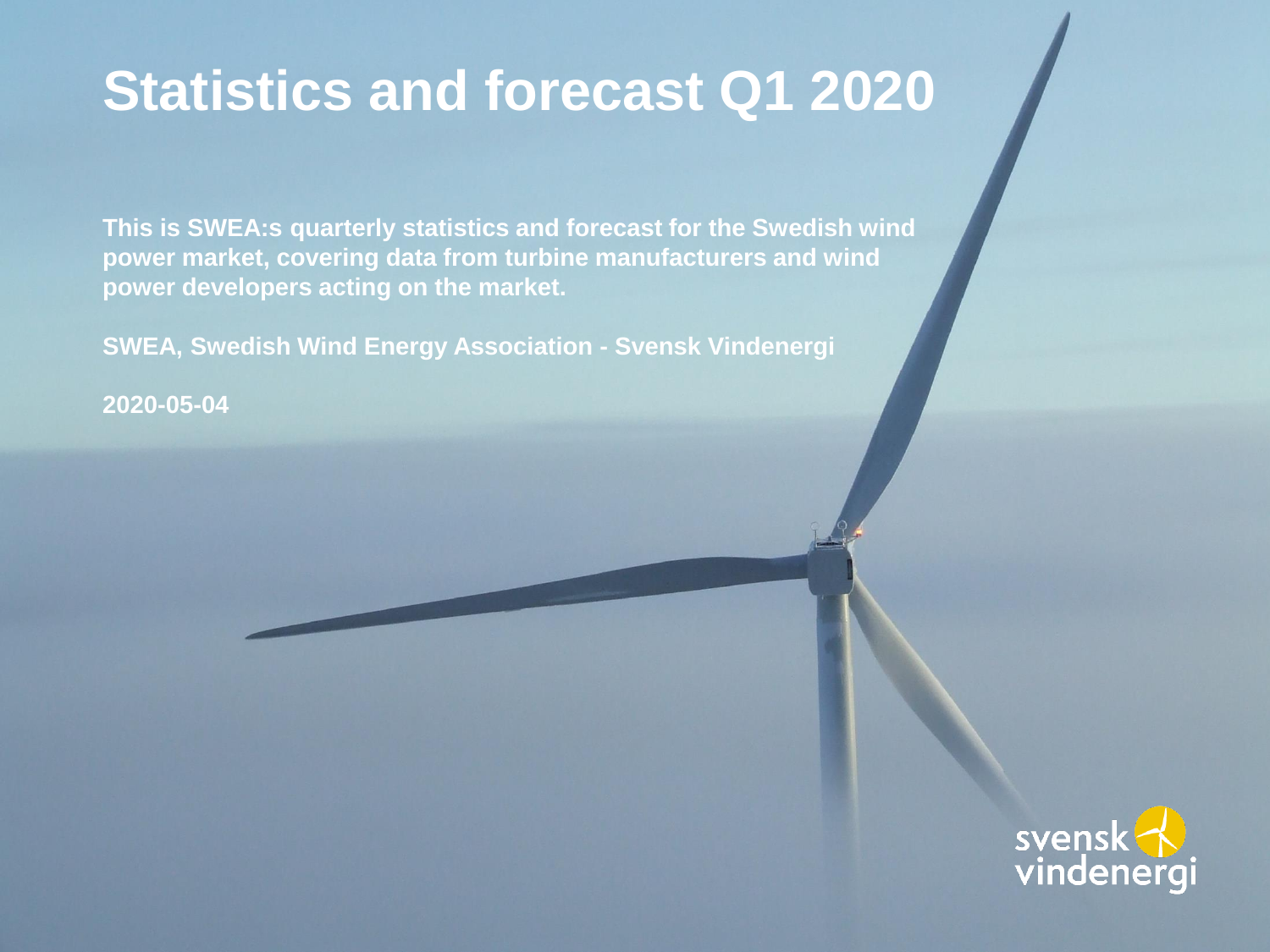# Statistics and forecast Q1 2020

**This is SWEA:s quarterly statistics and forecast for the Swedish wind power market, covering data from turbine manufacturers and wind power developers acting on the market.**

**SWEA, Swedish Wind Energy Association - Svensk Vindenergi**

**2020-05-04**

svensk vindenergi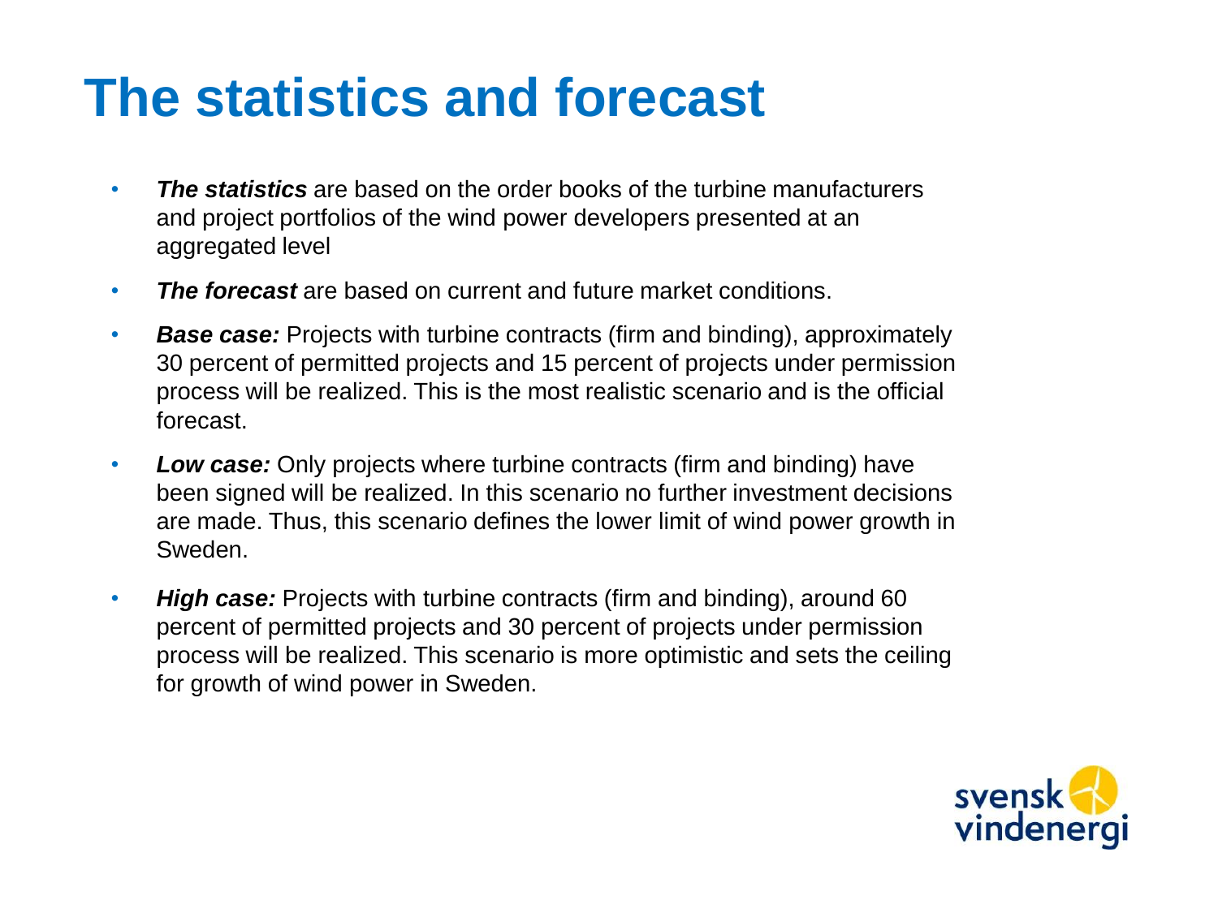# The statistics and forecast

- ***The statistics*** are based on the order books of the turbine manufacturers and project portfolios of the wind power developers presented at an aggregated level
- ***The forecast*** are based on current and future market conditions.
- ***Base case:*** Projects with turbine contracts (firm and binding), approximately 30 percent of permitted projects and 15 percent of projects under permission process will be realized. This is the most realistic scenario and is the official forecast.
- ***Low case:*** Only projects where turbine contracts (firm and binding) have been signed will be realized. In this scenario no further investment decisions are made. Thus, this scenario defines the lower limit of wind power growth in Sweden.
- ***High case:*** Projects with turbine contracts (firm and binding), around 60 percent of permitted projects and 30 percent of projects under permission process will be realized. This scenario is more optimistic and sets the ceiling for growth of wind power in Sweden.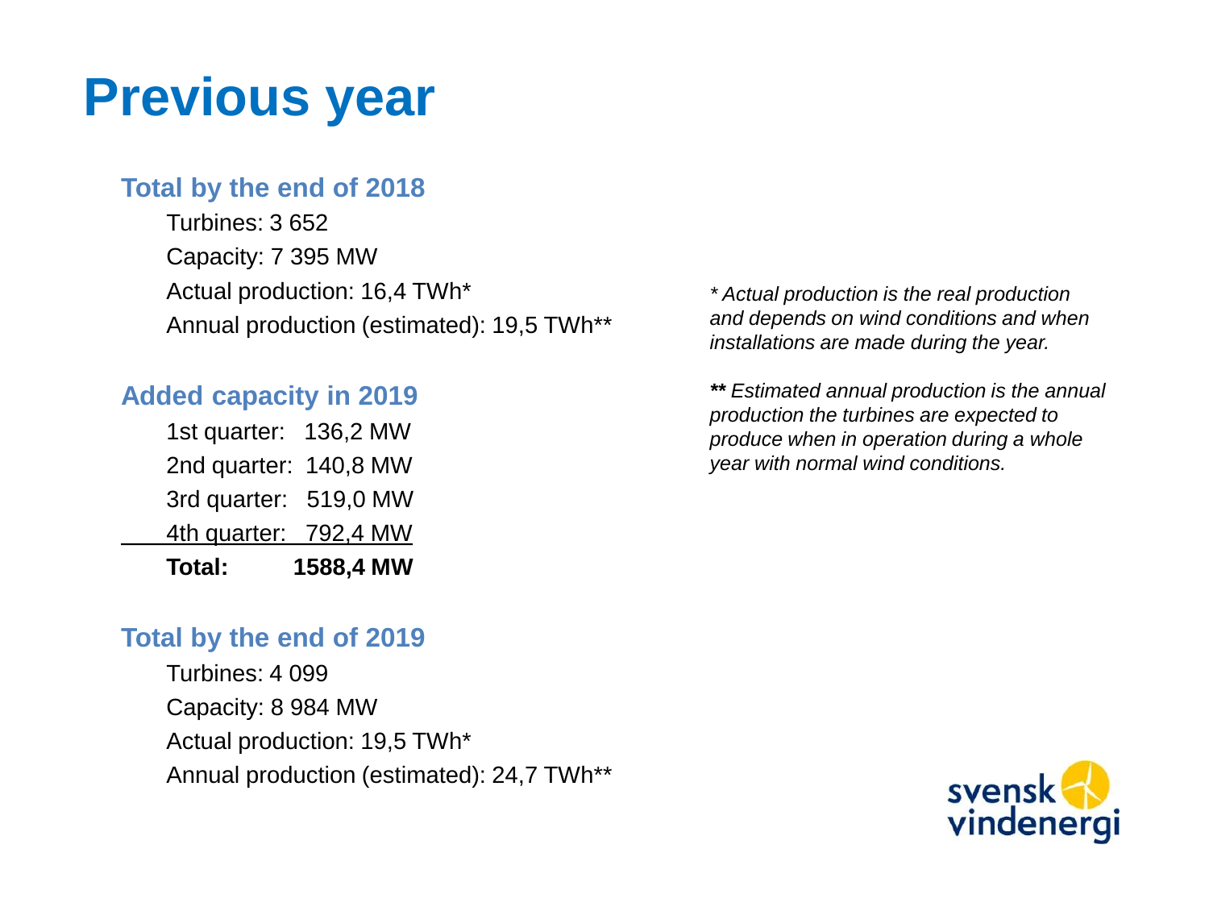# Previous year

## Total by the end of 2018

Turbines: 3 652

Capacity: 7 395 MW

Actual production: 16,4 TWh*

Annual production (estimated): 19,5 TWh**

## Added capacity in 2019

| Quarter | Capacity |
|---|---|
| 1st quarter: | 136,2 MW |
| 2nd quarter: | 140,8 MW |
| 3rd quarter: | 519,0 MW |
| 4th quarter: | 792,4 MW |
| **Total:** | **1588,4 MW** |

## Total by the end of 2019

Turbines: 4 099

Capacity: 8 984 MW

Actual production: 19,5 TWh*

Annual production (estimated): 24,7 TWh**

*\* Actual production is the real production and depends on wind conditions and when installations are made during the year.*

**\*\*** *Estimated annual production is the annual production the turbines are expected to produce when in operation during a whole year with normal wind conditions.*

svensk vindenergi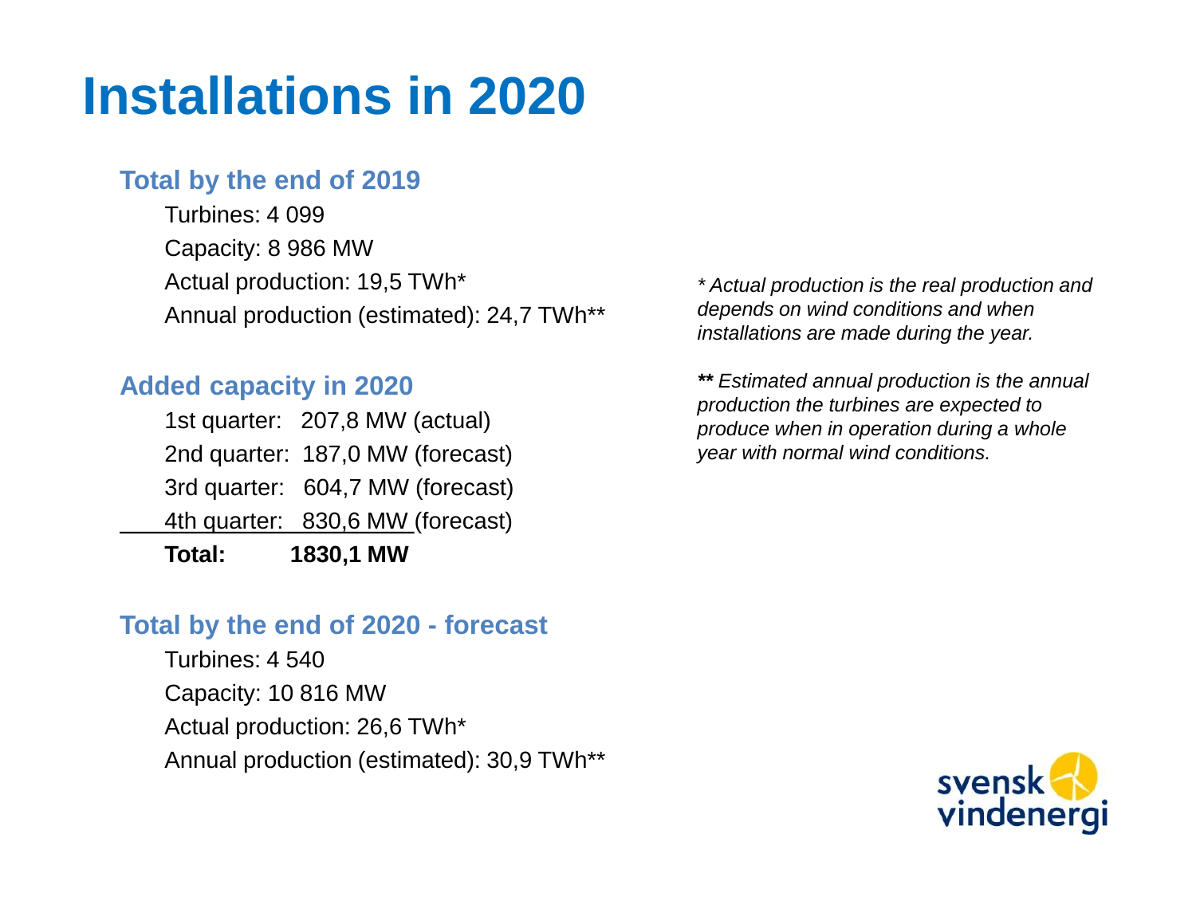# Installations in 2020

## Total by the end of 2019

Turbines: 4 099

Capacity: 8 986 MW

Actual production: 19,5 TWh*

Annual production (estimated): 24,7 TWh**

## Added capacity in 2020

| Quarter | Capacity |
| --- | --- |
| 1st quarter: | 207,8 MW (actual) |
| 2nd quarter: | 187,0 MW (forecast) |
| 3rd quarter: | 604,7 MW (forecast) |
| 4th quarter: | 830,6 MW (forecast) |
| **Total:** | **1830,1 MW** |

## Total by the end of 2020 - forecast

Turbines: 4 540

Capacity: 10 816 MW

Actual production: 26,6 TWh*

Annual production (estimated): 30,9 TWh**

*\* Actual production is the real production and depends on wind conditions and when installations are made during the year.*

***\*\* Estimated annual production is the annual production the turbines are expected to produce when in operation during a whole year with normal wind conditions.***

svensk vindenergi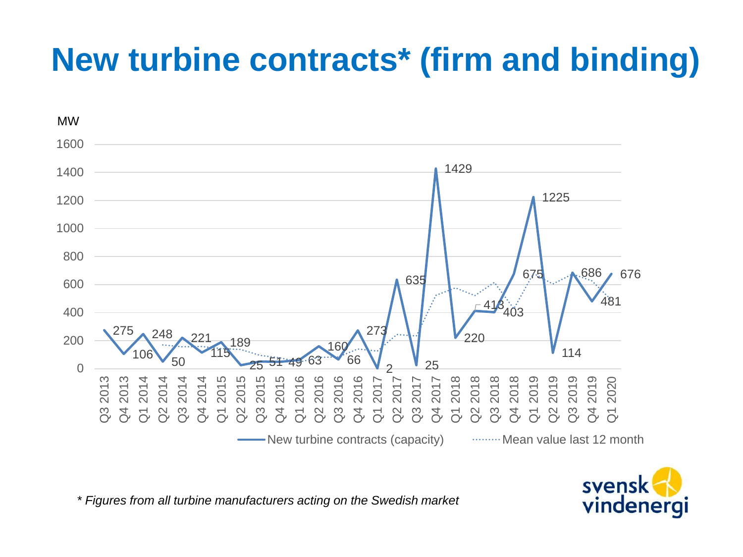# New turbine contracts* (firm and binding)

MW

| Quarter | New turbine contracts (capacity) |
|---|---|
| Q3 2013 | 275 |
| Q4 2013 | 106 |
| Q1 2014 | 248 |
| Q2 2014 | 50 |
| Q3 2014 | 221 |
| Q4 2014 | 115 |
| Q1 2015 | 189 |
| Q2 2015 | 25 |
| Q3 2015 | 51 |
| Q4 2015 | 49 |
| Q1 2016 | 63 |
| Q2 2016 | 160 |
| Q3 2016 | 66 |
| Q4 2016 | 273 |
| Q1 2017 | 2 |
| Q2 2017 | 635 |
| Q3 2017 | 25 |
| Q4 2017 | 1429 |
| Q1 2018 | 220 |
| Q2 2018 | 413 |
| Q3 2018 | 403 |
| Q4 2018 | 675 |
| Q1 2019 | 1225 |
| Q2 2019 | 114 |
| Q3 2019 | 686 |
| Q4 2019 | 481 |
| Q1 2020 | 676 |

New turbine contracts (capacity) — Mean value last 12 month

*\* Figures from all turbine manufacturers acting on the Swedish market*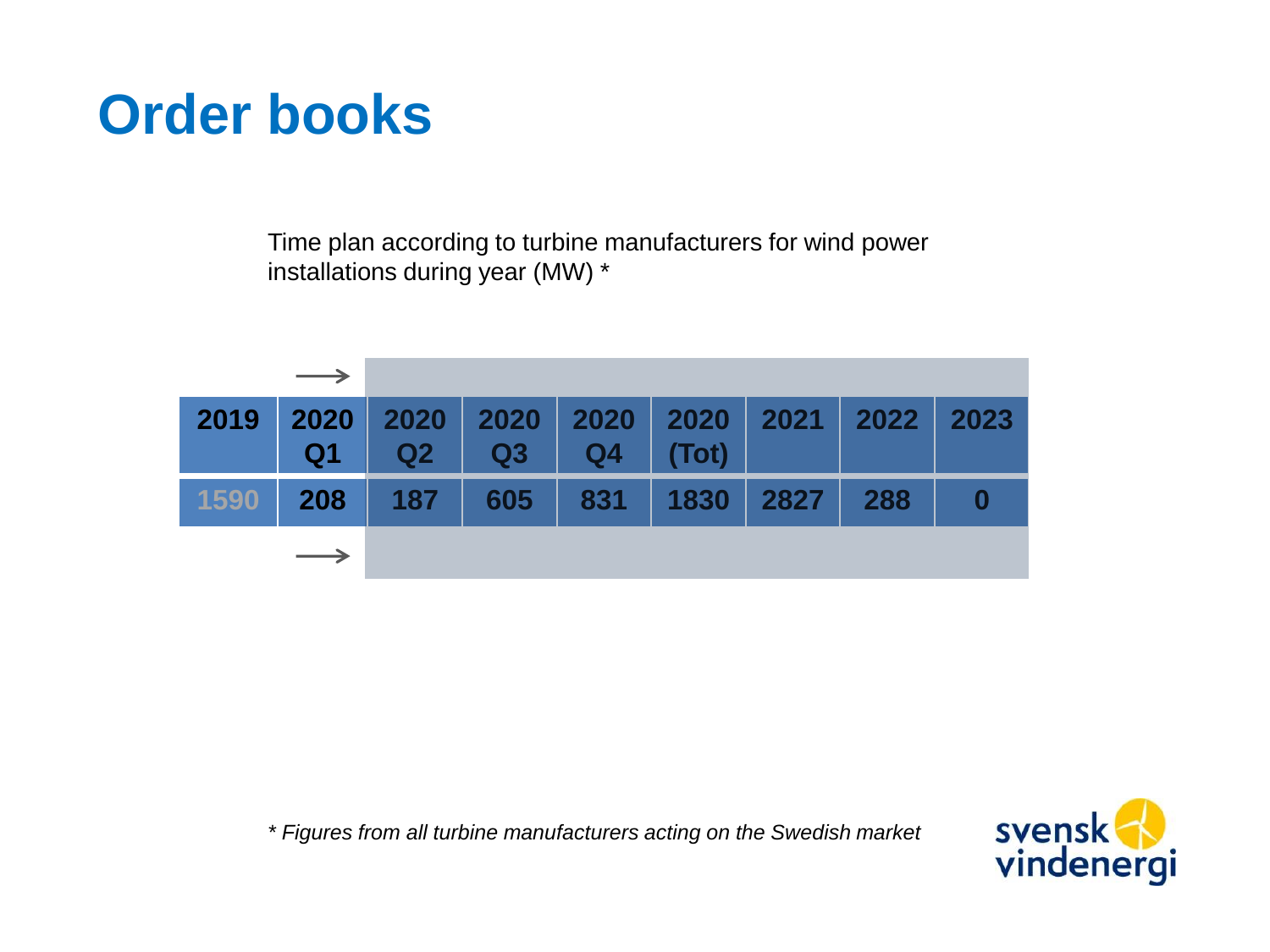# Order books

Time plan according to turbine manufacturers for wind power installations during year (MW) *

| 2019 | 2020 Q1 | 2020 Q2 | 2020 Q3 | 2020 Q4 | 2020 (Tot) | 2021 | 2022 | 2023 |
|---|---|---|---|---|---|---|---|---|
| 1590 | 208 | 187 | 605 | 831 | 1830 | 2827 | 288 | 0 |

*\* Figures from all turbine manufacturers acting on the Swedish market*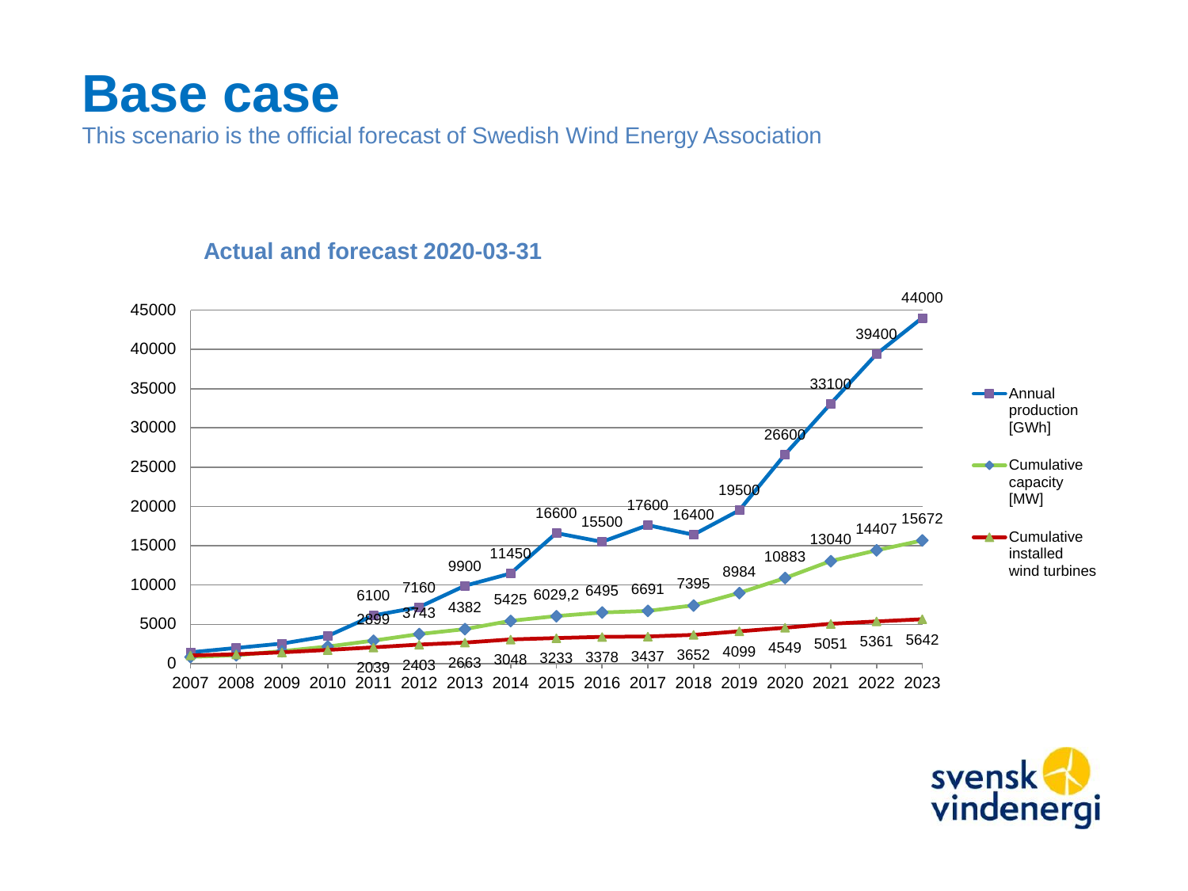# Base case

This scenario is the official forecast of Swedish Wind Energy Association

### Actual and forecast 2020-03-31

| Year | Annual production [GWh] | Cumulative capacity [MW] | Cumulative installed wind turbines |
|---|---|---|---|
| 2007 | | | |
| 2008 | | | |
| 2009 | | | |
| 2010 | | | |
| 2011 | 6100 | 2899 | 2039 |
| 2012 | 7160 | 3743 | 2403 |
| 2013 | 9900 | 4382 | 2663 |
| 2014 | 11450 | 5425 | 3048 |
| 2015 | 16600 | 6029,2 | 3233 |
| 2016 | 15500 | 6495 | 3378 |
| 2017 | 17600 | 6691 | 3437 |
| 2018 | 16400 | 7395 | 3652 |
| 2019 | 19500 | 8984 | 4099 |
| 2020 | 26600 | 10883 | 4549 |
| 2021 | 33100 | 13040 | 5051 |
| 2022 | 39400 | 14407 | 5361 |
| 2023 | 44000 | 15672 | 5642 |

svensk vindenergi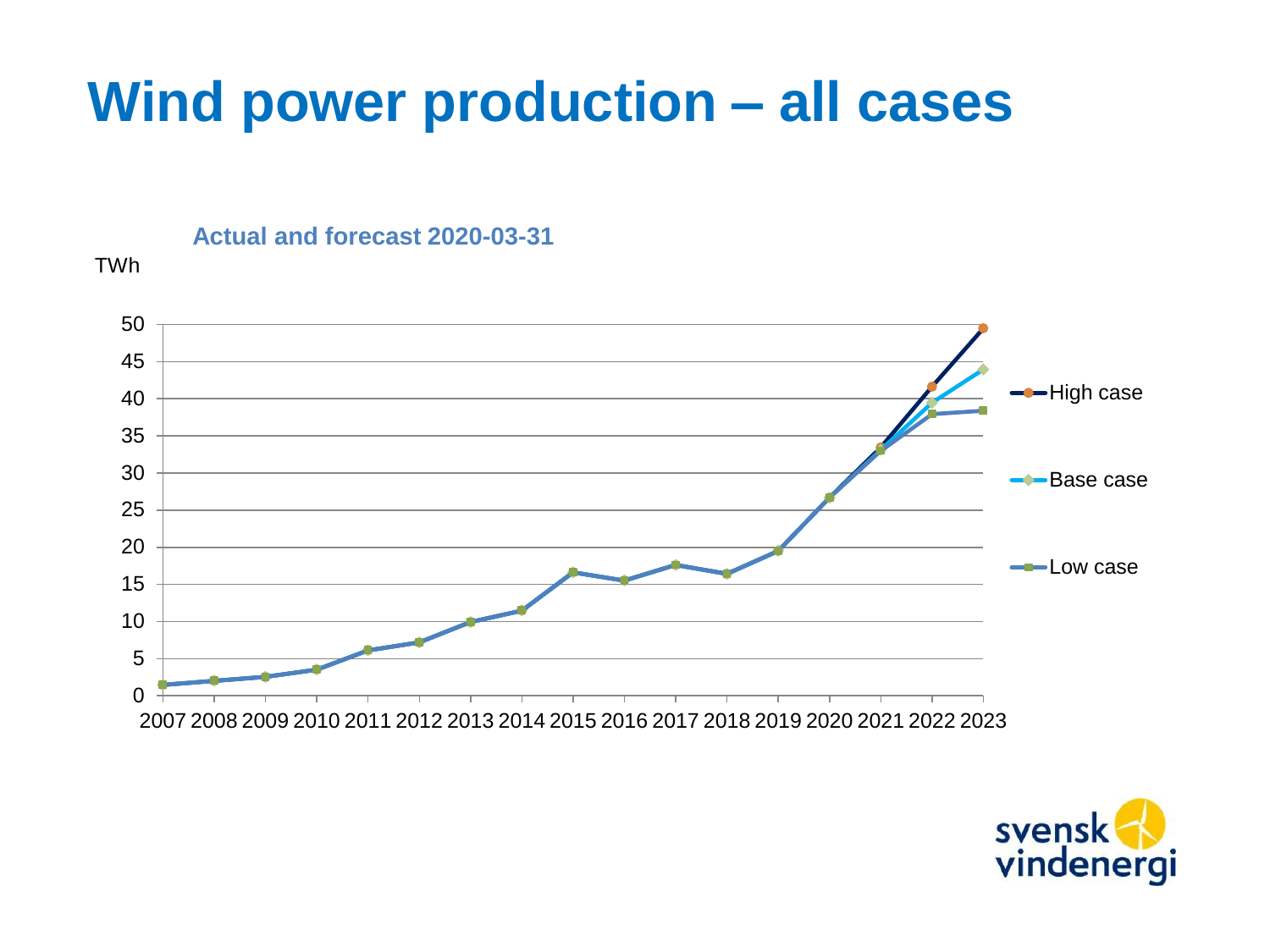# Wind power production – all cases

**Actual and forecast 2020-03-31**

TWh

50
45
40
35
30
25
20
15
10
5
0

2007 2008 2009 2010 2011 2012 2013 2014 2015 2016 2017 2018 2019 2020 2021 2022 2023

High case

Base case

Low case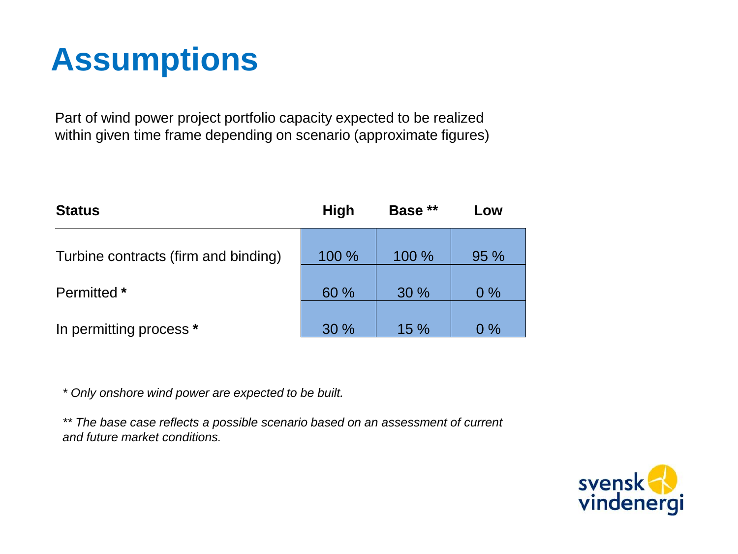# Assumptions

Part of wind power project portfolio capacity expected to be realized within given time frame depending on scenario (approximate figures)

| Status | High | Base ** | Low |
|---|---|---|---|
| Turbine contracts (firm and binding) | 100 % | 100 % | 95 % |
| Permitted * | 60 % | 30 % | 0 % |
| In permitting process * | 30 % | 15 % | 0 % |

*\* Only onshore wind power are expected to be built.*

*\*\* The base case reflects a possible scenario based on an assessment of current and future market conditions.*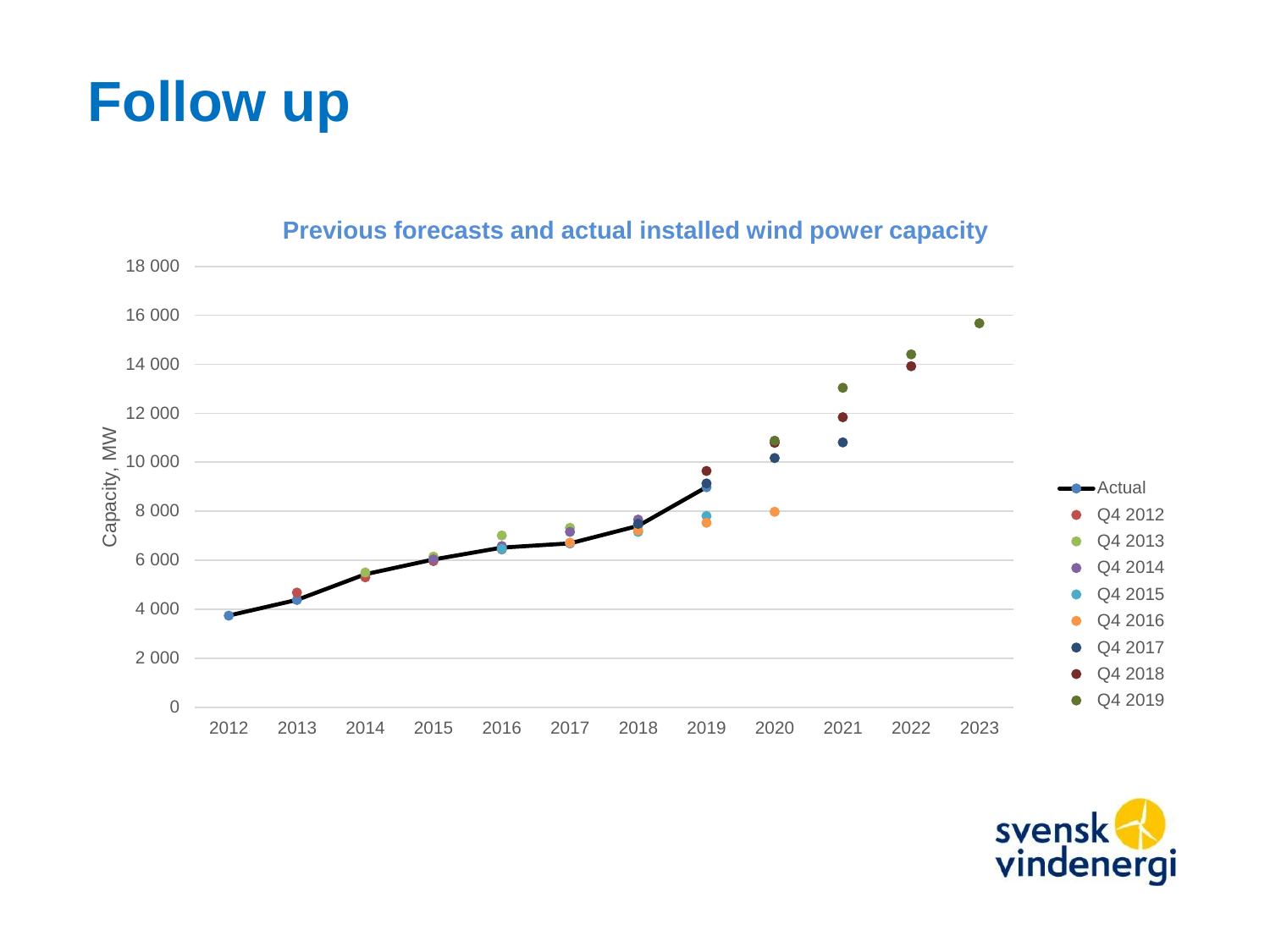# Follow up

**Previous forecasts and actual installed wind power capacity**

Capacity, MW

18 000
16 000
14 000
12 000
10 000
8 000
6 000
4 000
2 000
0

2012 2013 2014 2015 2016 2017 2018 2019 2020 2021 2022 2023

- Actual
- Q4 2012
- Q4 2013
- Q4 2014
- Q4 2015
- Q4 2016
- Q4 2017
- Q4 2018
- Q4 2019

svensk vindenergi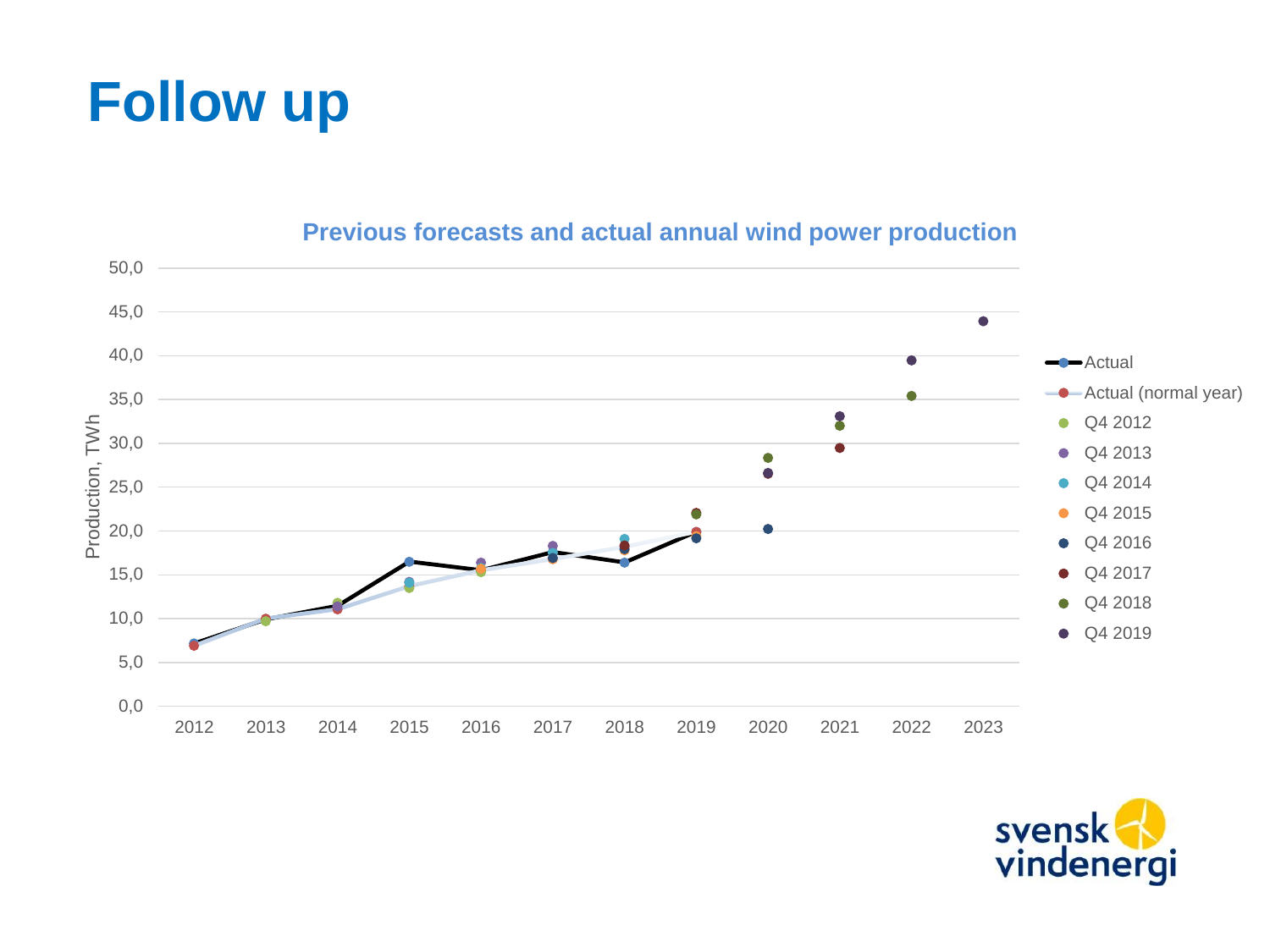# Follow up

**Previous forecasts and actual annual wind power production**

Production, TWh

50,0
45,0
40,0
35,0
30,0
25,0
20,0
15,0
10,0
5,0
0,0

2012 2013 2014 2015 2016 2017 2018 2019 2020 2021 2022 2023

- Actual
- Actual (normal year)
- Q4 2012
- Q4 2013
- Q4 2014
- Q4 2015
- Q4 2016
- Q4 2017
- Q4 2018
- Q4 2019

svensk vindenergi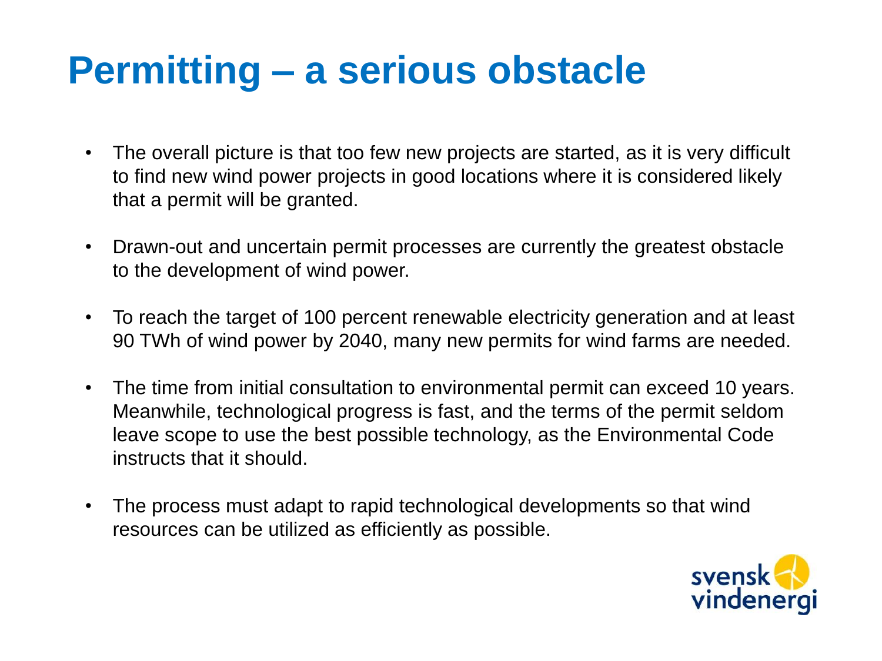# Permitting – a serious obstacle

- The overall picture is that too few new projects are started, as it is very difficult to find new wind power projects in good locations where it is considered likely that a permit will be granted.
- Drawn-out and uncertain permit processes are currently the greatest obstacle to the development of wind power.
- To reach the target of 100 percent renewable electricity generation and at least 90 TWh of wind power by 2040, many new permits for wind farms are needed.
- The time from initial consultation to environmental permit can exceed 10 years. Meanwhile, technological progress is fast, and the terms of the permit seldom leave scope to use the best possible technology, as the Environmental Code instructs that it should.
- The process must adapt to rapid technological developments so that wind resources can be utilized as efficiently as possible.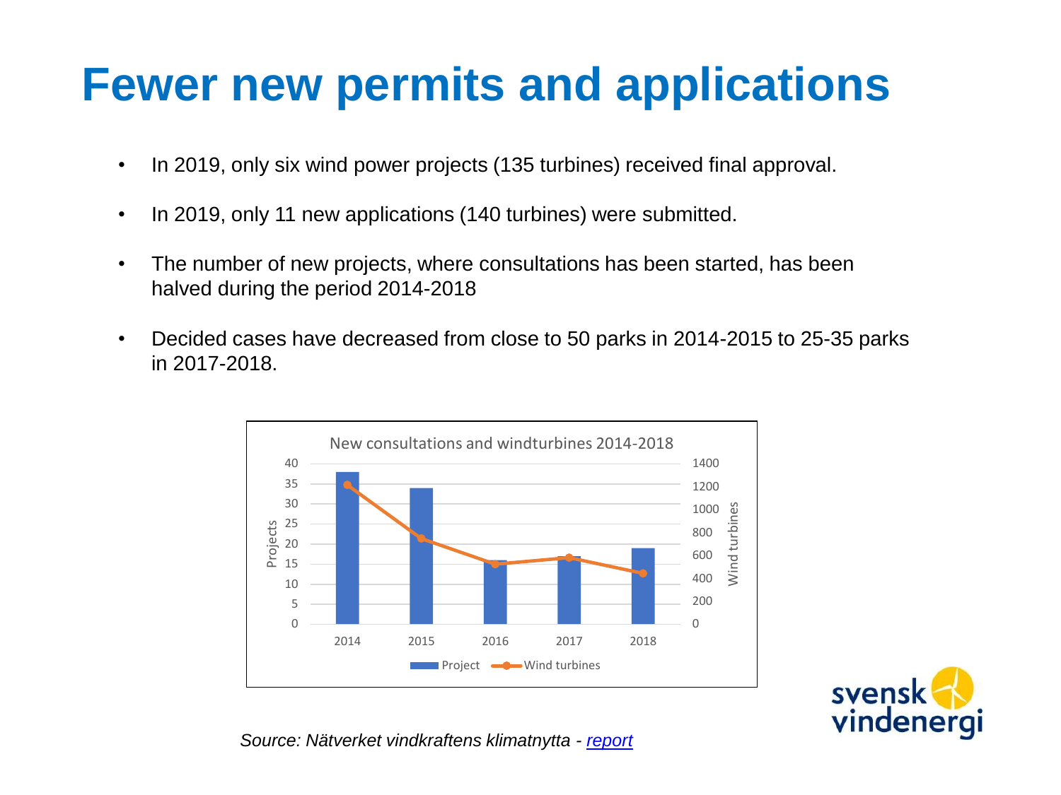# Fewer new permits and applications

- In 2019, only six wind power projects (135 turbines) received final approval.
- In 2019, only 11 new applications (140 turbines) were submitted.
- The number of new projects, where consultations has been started, has been halved during the period 2014-2018
- Decided cases have decreased from close to 50 parks in 2014-2015 to 25-35 parks in 2017-2018.

New consultations and windturbines 2014-2018

*Source: Nätverket vindkraftens klimatnytta - [report]*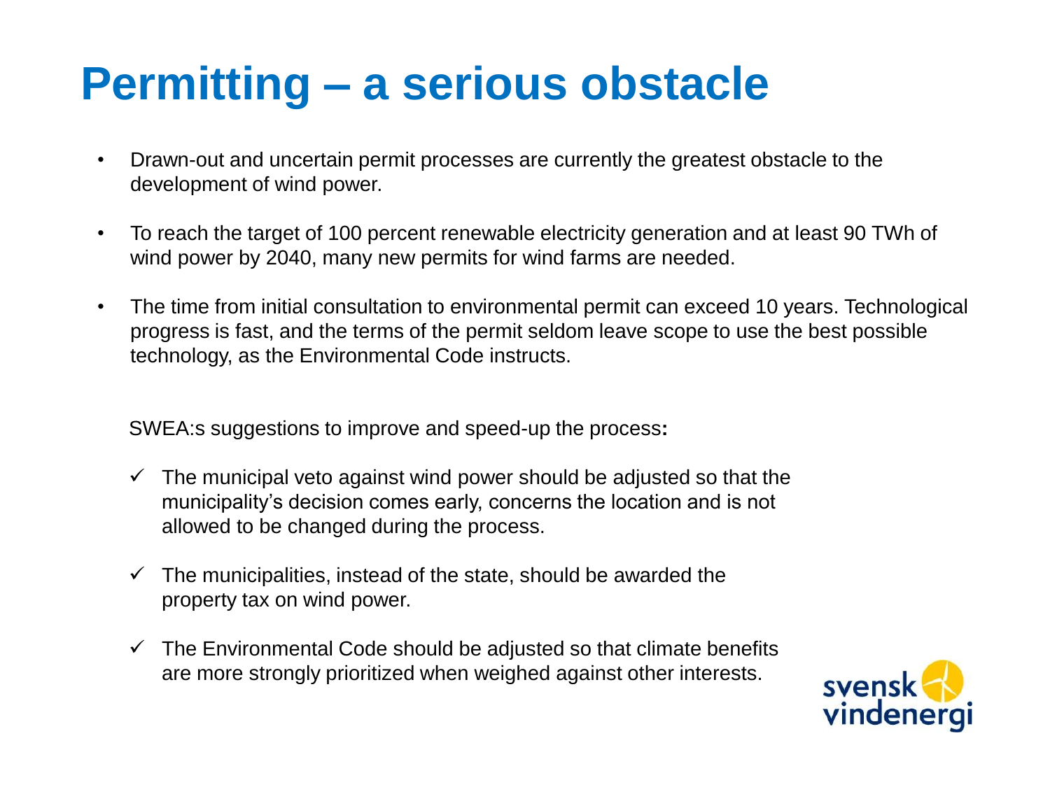# Permitting – a serious obstacle

- Drawn-out and uncertain permit processes are currently the greatest obstacle to the development of wind power.
- To reach the target of 100 percent renewable electricity generation and at least 90 TWh of wind power by 2040, many new permits for wind farms are needed.
- The time from initial consultation to environmental permit can exceed 10 years. Technological progress is fast, and the terms of the permit seldom leave scope to use the best possible technology, as the Environmental Code instructs.

SWEA:s suggestions to improve and speed-up the process**:**

- ✓ The municipal veto against wind power should be adjusted so that the municipality's decision comes early, concerns the location and is not allowed to be changed during the process.
- ✓ The municipalities, instead of the state, should be awarded the property tax on wind power.
- ✓ The Environmental Code should be adjusted so that climate benefits are more strongly prioritized when weighed against other interests.

svensk vindenergi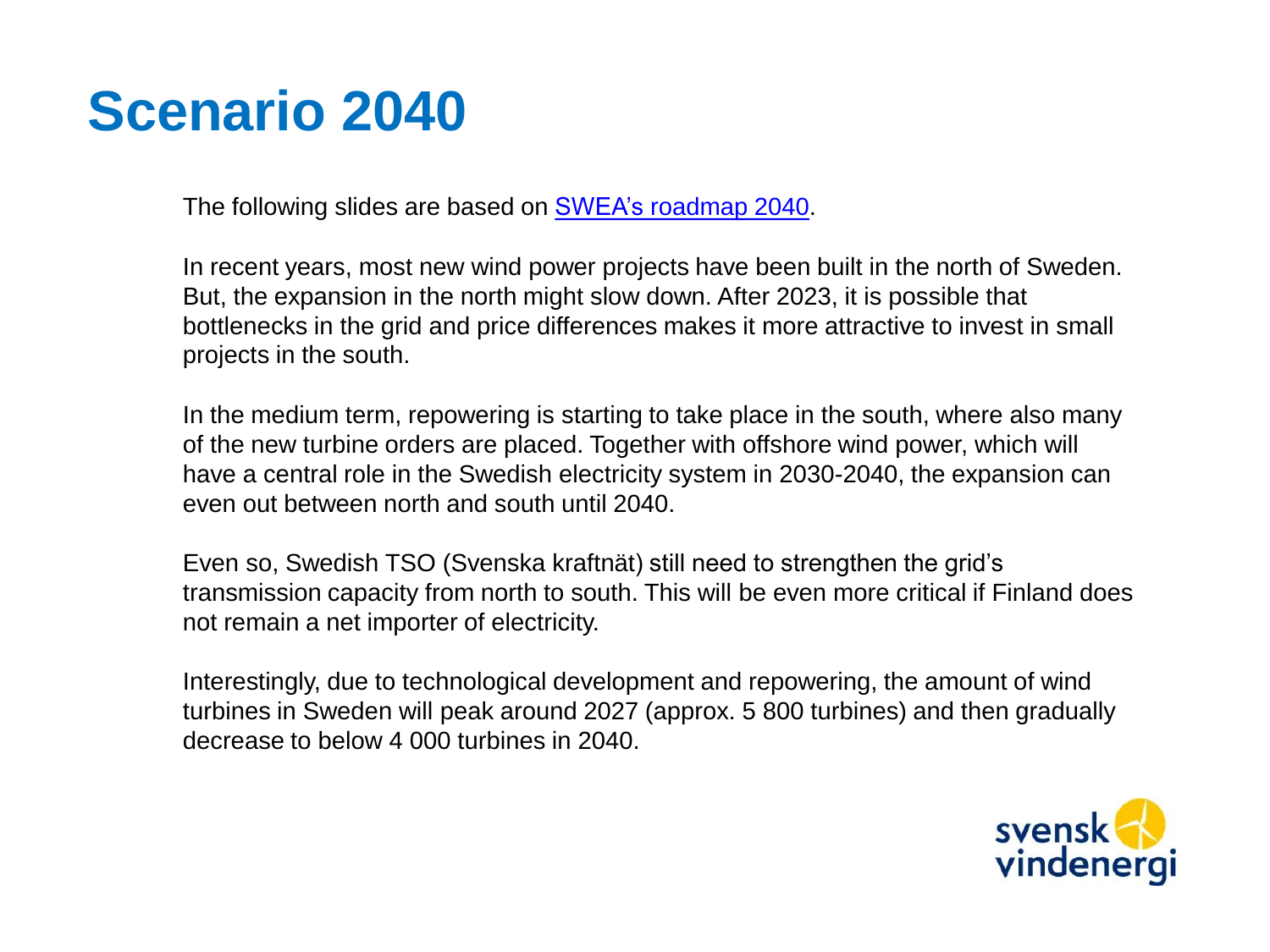# Scenario 2040

The following slides are based on SWEA's roadmap 2040.

In recent years, most new wind power projects have been built in the north of Sweden. But, the expansion in the north might slow down. After 2023, it is possible that bottlenecks in the grid and price differences makes it more attractive to invest in small projects in the south.

In the medium term, repowering is starting to take place in the south, where also many of the new turbine orders are placed. Together with offshore wind power, which will have a central role in the Swedish electricity system in 2030-2040, the expansion can even out between north and south until 2040.

Even so, Swedish TSO (Svenska kraftnät) still need to strengthen the grid's transmission capacity from north to south. This will be even more critical if Finland does not remain a net importer of electricity.

Interestingly, due to technological development and repowering, the amount of wind turbines in Sweden will peak around 2027 (approx. 5 800 turbines) and then gradually decrease to below 4 000 turbines in 2040.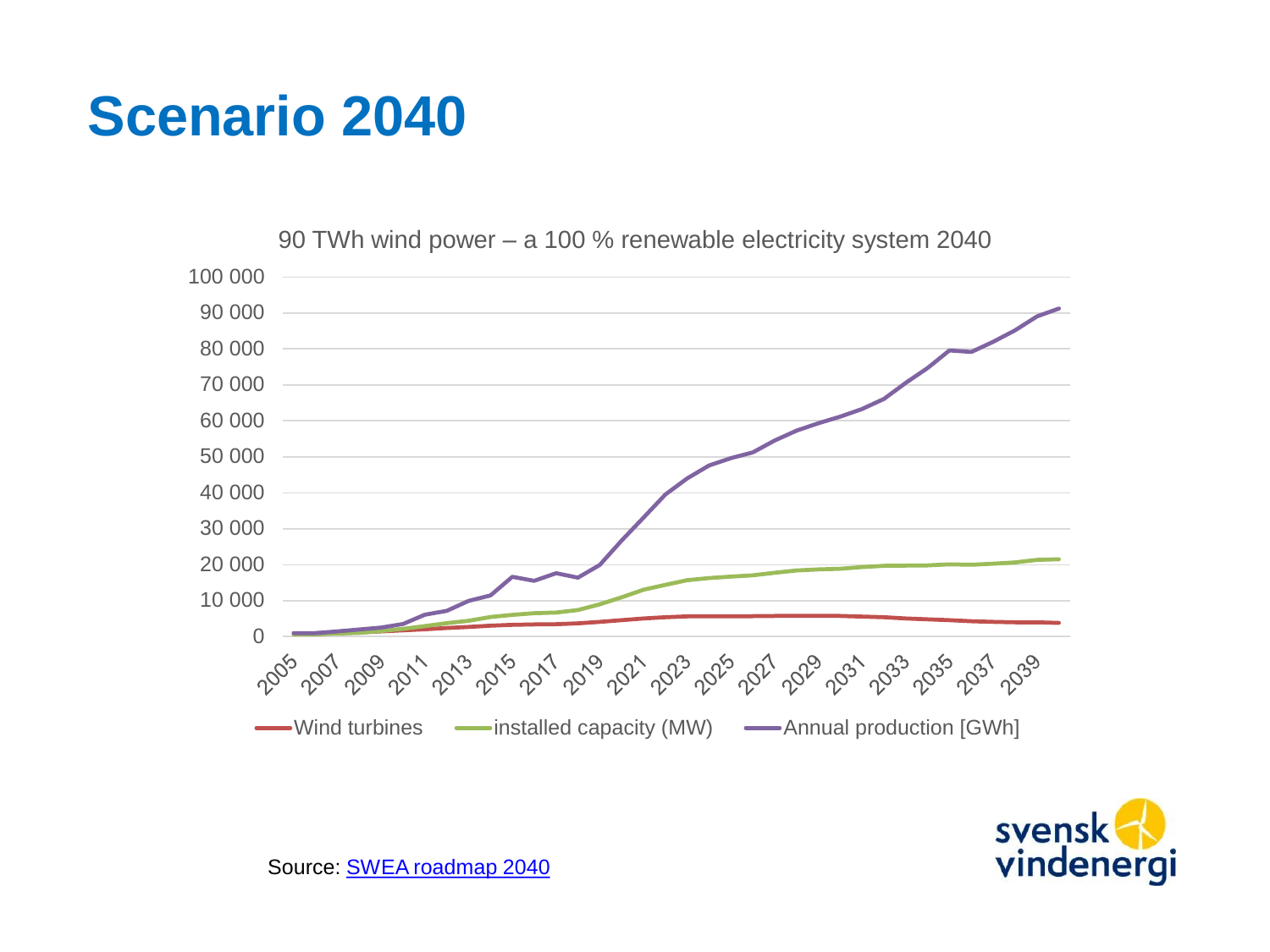# Scenario 2040

90 TWh wind power – a 100 % renewable electricity system 2040

Wind turbines | installed capacity (MW) | Annual production [GWh]

Source: SWEA roadmap 2040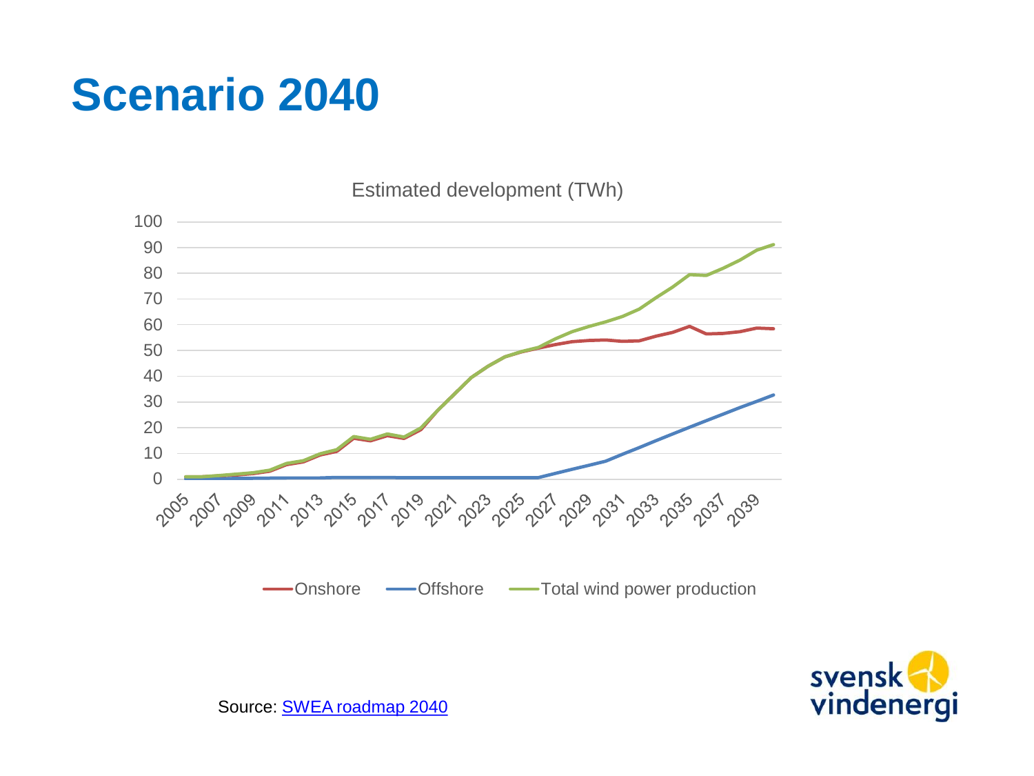# Scenario 2040

Estimated development (TWh)

Onshore — Offshore — Total wind power production

Source: [SWEA roadmap 2040]

svensk vindenergi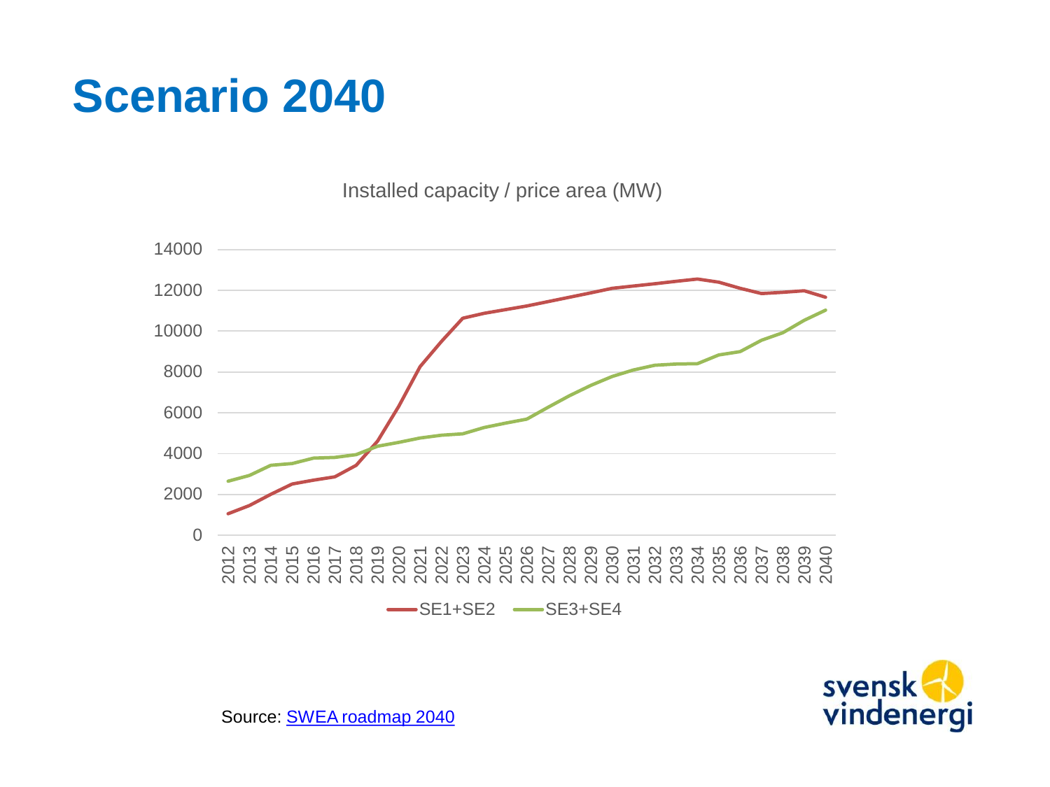# Scenario 2040

Installed capacity / price area (MW)

SE1+SE2 | SE3+SE4

Source: SWEA roadmap 2040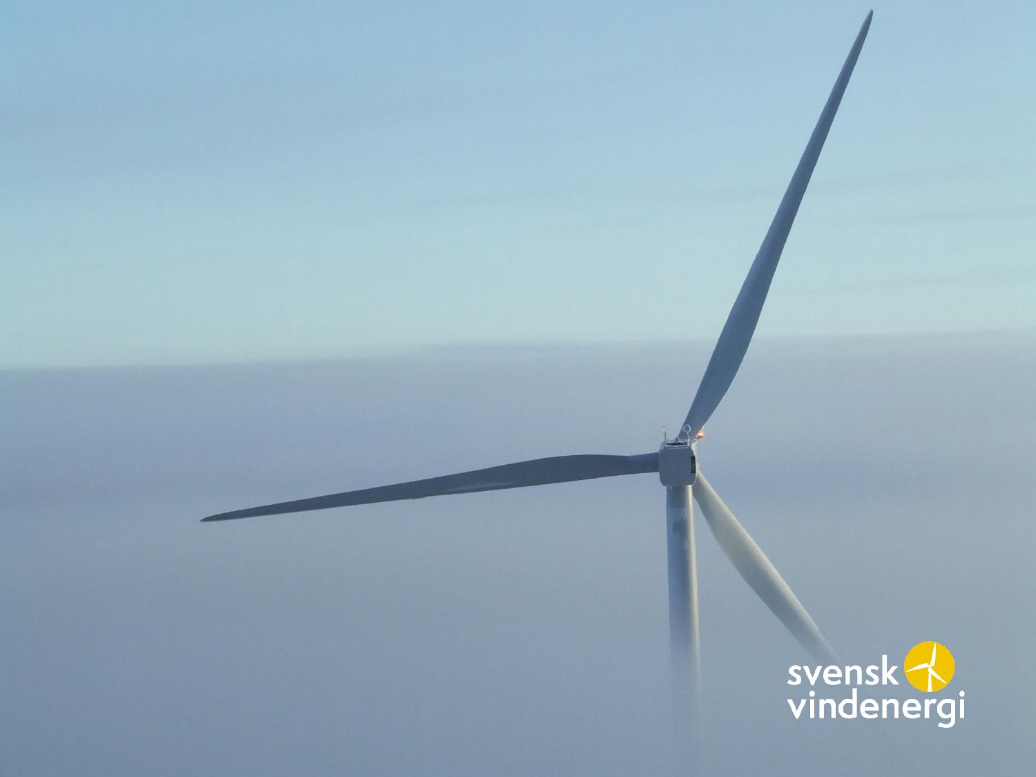svensk vindenergi